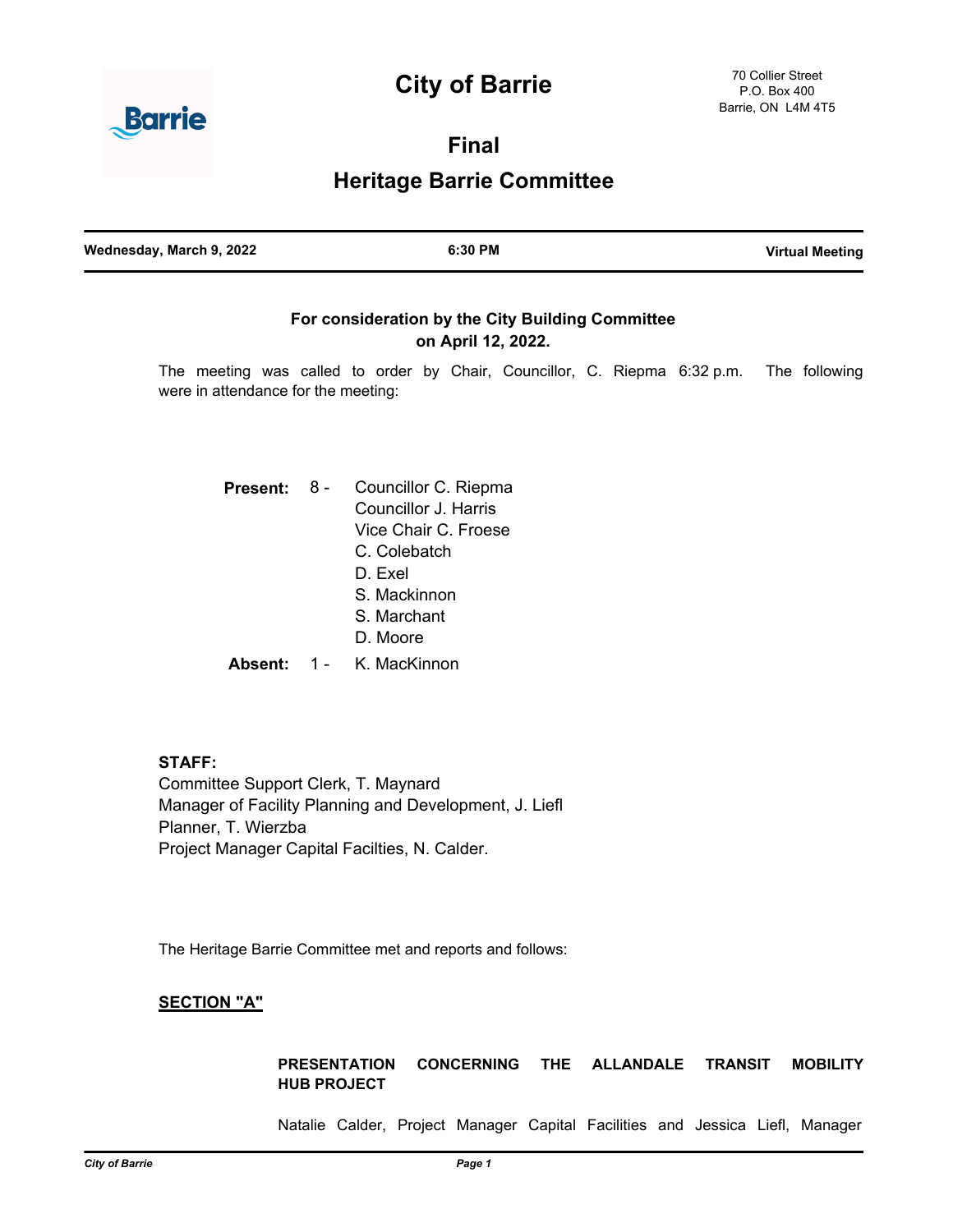# City of Barrie

70 Collier Street
P.O. Box 400
Barrie, ON L4M 4T5

## Final

## Heritage Barrie Committee

| Wednesday, March 9, 2022 | 6:30 PM | Virtual Meeting |
|---|---|---|

**For consideration by the City Building Committee on April 12, 2022.**

The meeting was called to order by Chair, Councillor, C. Riepma 6:32 p.m. The following were in attendance for the meeting:

**Present:** 8 - Councillor C. Riepma
Councillor J. Harris
Vice Chair C. Froese
C. Colebatch
D. Exel
S. Mackinnon
S. Marchant
D. Moore

**Absent:** 1 - K. MacKinnon

**STAFF:**
Committee Support Clerk, T. Maynard
Manager of Facility Planning and Development, J. Liefl
Planner, T. Wierzba
Project Manager Capital Facilties, N. Calder.

The Heritage Barrie Committee met and reports and follows:

**SECTION "A"**

**PRESENTATION CONCERNING THE ALLANDALE TRANSIT MOBILITY HUB PROJECT**

Natalie Calder, Project Manager Capital Facilities and Jessica Liefl, Manager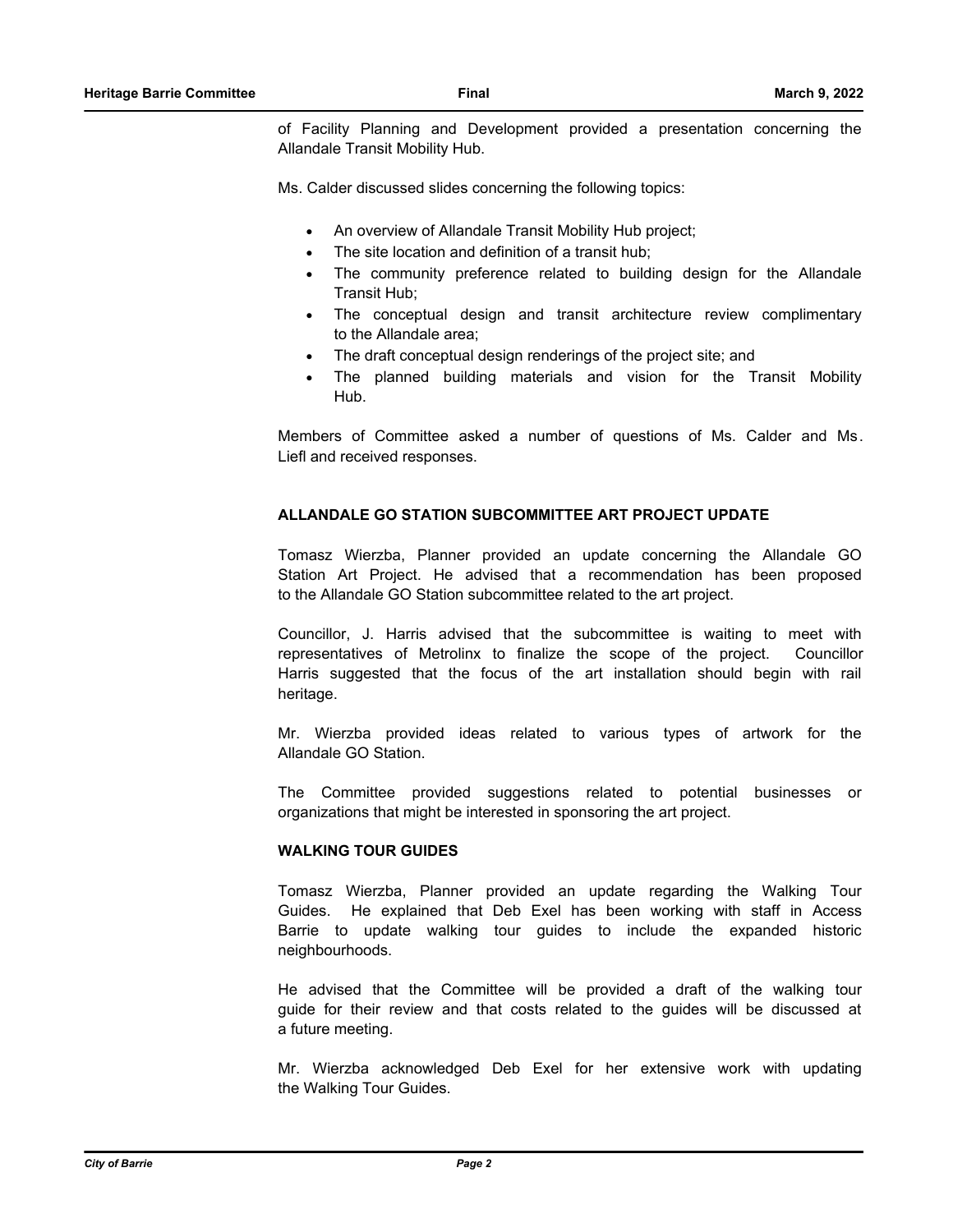of Facility Planning and Development provided a presentation concerning the Allandale Transit Mobility Hub.

Ms. Calder discussed slides concerning the following topics:

- An overview of Allandale Transit Mobility Hub project;
- The site location and definition of a transit hub;
- The community preference related to building design for the Allandale Transit Hub;
- The conceptual design and transit architecture review complimentary to the Allandale area;
- The draft conceptual design renderings of the project site; and
- The planned building materials and vision for the Transit Mobility Hub.

Members of Committee asked a number of questions of Ms. Calder and Ms. Liefl and received responses.

**ALLANDALE GO STATION SUBCOMMITTEE ART PROJECT UPDATE**

Tomasz Wierzba, Planner provided an update concerning the Allandale GO Station Art Project. He advised that a recommendation has been proposed to the Allandale GO Station subcommittee related to the art project.

Councillor, J. Harris advised that the subcommittee is waiting to meet with representatives of Metrolinx to finalize the scope of the project. Councillor Harris suggested that the focus of the art installation should begin with rail heritage.

Mr. Wierzba provided ideas related to various types of artwork for the Allandale GO Station.

The Committee provided suggestions related to potential businesses or organizations that might be interested in sponsoring the art project.

**WALKING TOUR GUIDES**

Tomasz Wierzba, Planner provided an update regarding the Walking Tour Guides. He explained that Deb Exel has been working with staff in Access Barrie to update walking tour guides to include the expanded historic neighbourhoods.

He advised that the Committee will be provided a draft of the walking tour guide for their review and that costs related to the guides will be discussed at a future meeting.

Mr. Wierzba acknowledged Deb Exel for her extensive work with updating the Walking Tour Guides.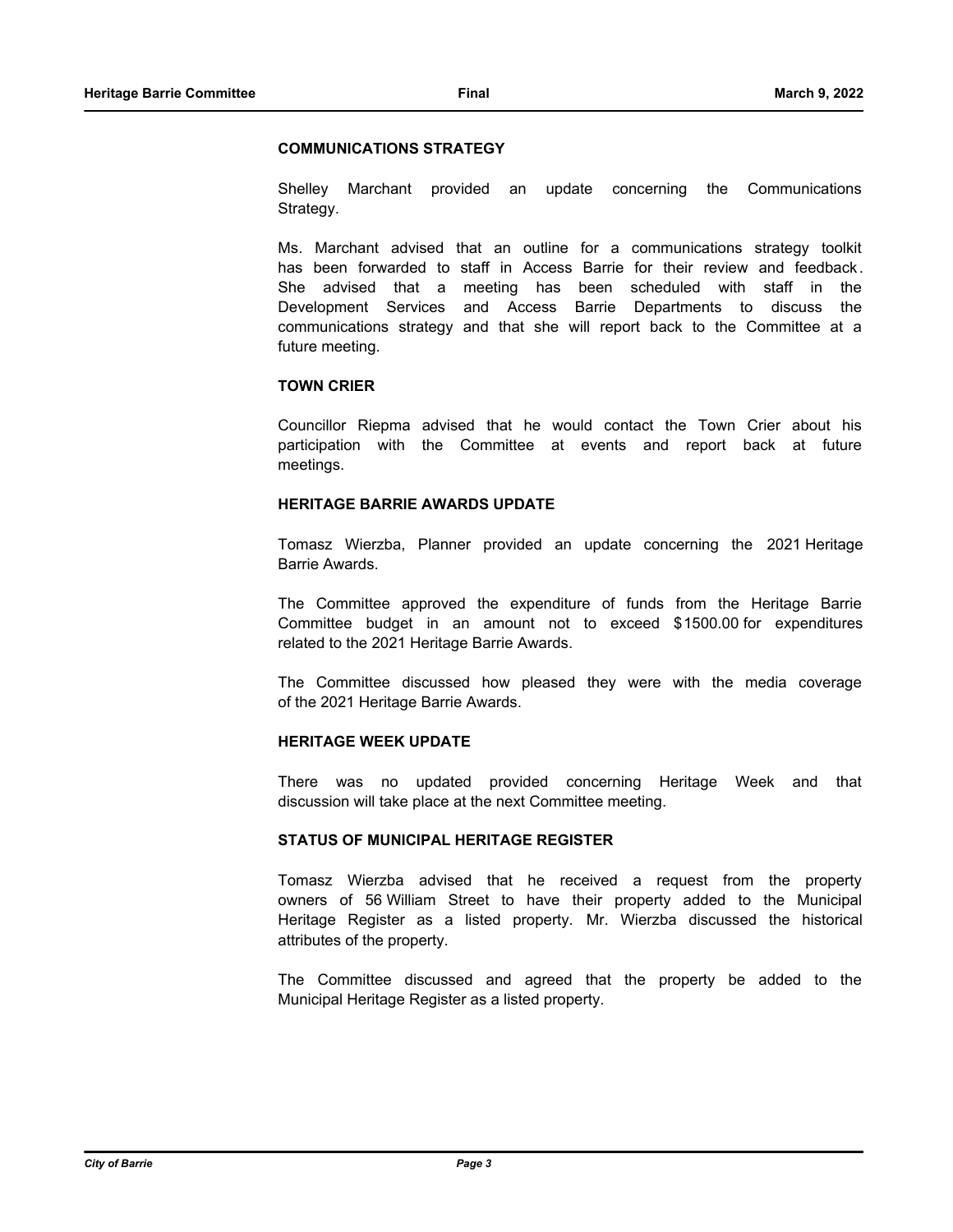**COMMUNICATIONS STRATEGY**

Shelley Marchant provided an update concerning the Communications Strategy.

Ms. Marchant advised that an outline for a communications strategy toolkit has been forwarded to staff in Access Barrie for their review and feedback. She advised that a meeting has been scheduled with staff in the Development Services and Access Barrie Departments to discuss the communications strategy and that she will report back to the Committee at a future meeting.

**TOWN CRIER**

Councillor Riepma advised that he would contact the Town Crier about his participation with the Committee at events and report back at future meetings.

**HERITAGE BARRIE AWARDS UPDATE**

Tomasz Wierzba, Planner provided an update concerning the 2021 Heritage Barrie Awards.

The Committee approved the expenditure of funds from the Heritage Barrie Committee budget in an amount not to exceed $1500.00 for expenditures related to the 2021 Heritage Barrie Awards.

The Committee discussed how pleased they were with the media coverage of the 2021 Heritage Barrie Awards.

**HERITAGE WEEK UPDATE**

There was no updated provided concerning Heritage Week and that discussion will take place at the next Committee meeting.

**STATUS OF MUNICIPAL HERITAGE REGISTER**

Tomasz Wierzba advised that he received a request from the property owners of 56 William Street to have their property added to the Municipal Heritage Register as a listed property. Mr. Wierzba discussed the historical attributes of the property.

The Committee discussed and agreed that the property be added to the Municipal Heritage Register as a listed property.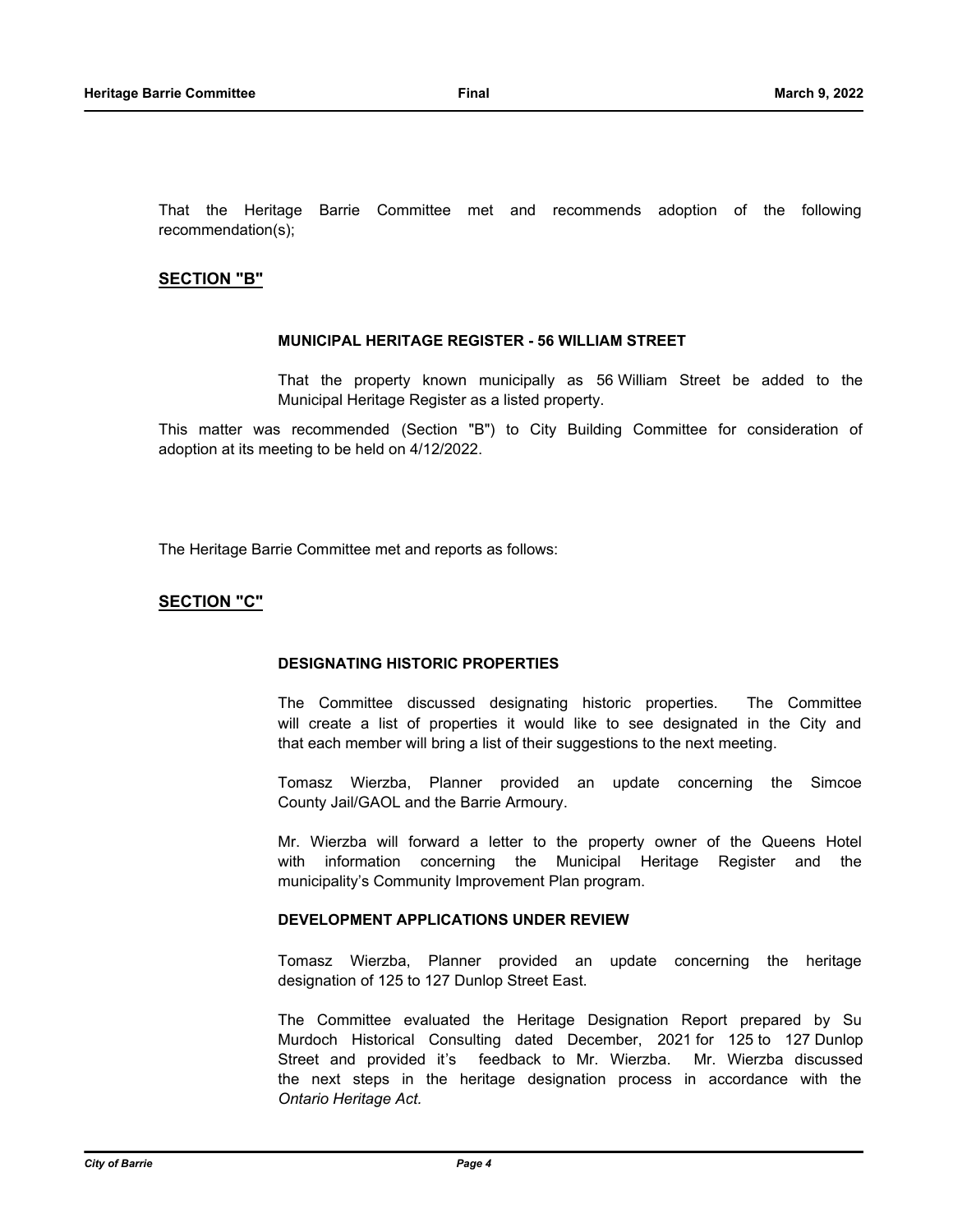That the Heritage Barrie Committee met and recommends adoption of the following recommendation(s);

## SECTION "B"

### MUNICIPAL HERITAGE REGISTER - 56 WILLIAM STREET

That the property known municipally as 56 William Street be added to the Municipal Heritage Register as a listed property.

This matter was recommended (Section "B") to City Building Committee for consideration of adoption at its meeting to be held on 4/12/2022.

The Heritage Barrie Committee met and reports as follows:

## SECTION "C"

### DESIGNATING HISTORIC PROPERTIES

The Committee discussed designating historic properties. The Committee will create a list of properties it would like to see designated in the City and that each member will bring a list of their suggestions to the next meeting.

Tomasz Wierzba, Planner provided an update concerning the Simcoe County Jail/GAOL and the Barrie Armoury.

Mr. Wierzba will forward a letter to the property owner of the Queens Hotel with information concerning the Municipal Heritage Register and the municipality's Community Improvement Plan program.

### DEVELOPMENT APPLICATIONS UNDER REVIEW

Tomasz Wierzba, Planner provided an update concerning the heritage designation of 125 to 127 Dunlop Street East.

The Committee evaluated the Heritage Designation Report prepared by Su Murdoch Historical Consulting dated December, 2021 for 125 to 127 Dunlop Street and provided it's feedback to Mr. Wierzba. Mr. Wierzba discussed the next steps in the heritage designation process in accordance with the *Ontario Heritage Act.*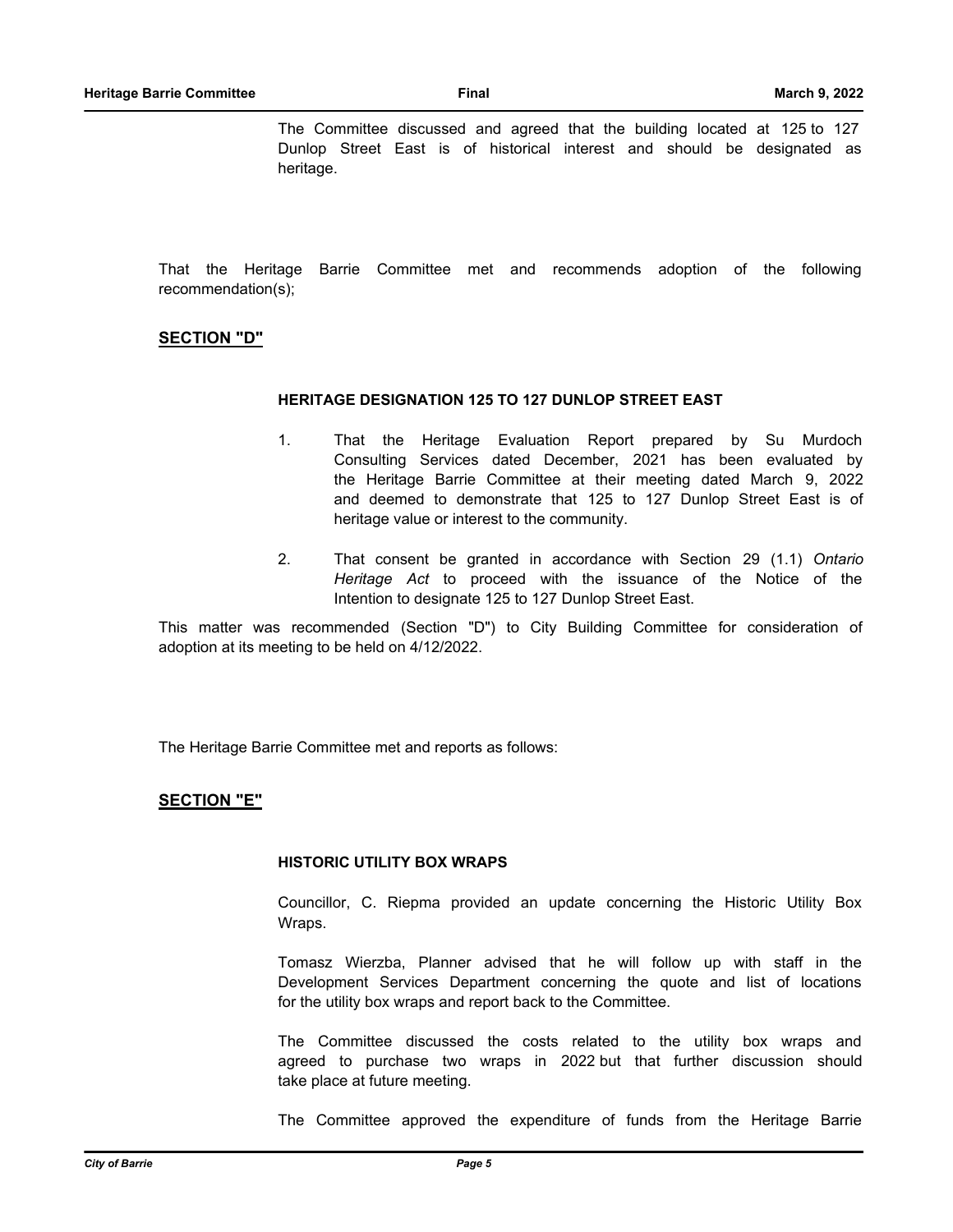The Committee discussed and agreed that the building located at 125 to 127 Dunlop Street East is of historical interest and should be designated as heritage.

That the Heritage Barrie Committee met and recommends adoption of the following recommendation(s);

## SECTION "D"

### HERITAGE DESIGNATION 125 TO 127 DUNLOP STREET EAST

1. That the Heritage Evaluation Report prepared by Su Murdoch Consulting Services dated December, 2021 has been evaluated by the Heritage Barrie Committee at their meeting dated March 9, 2022 and deemed to demonstrate that 125 to 127 Dunlop Street East is of heritage value or interest to the community.

2. That consent be granted in accordance with Section 29 (1.1) *Ontario Heritage Act* to proceed with the issuance of the Notice of the Intention to designate 125 to 127 Dunlop Street East.

This matter was recommended (Section "D") to City Building Committee for consideration of adoption at its meeting to be held on 4/12/2022.

The Heritage Barrie Committee met and reports as follows:

## SECTION "E"

### HISTORIC UTILITY BOX WRAPS

Councillor, C. Riepma provided an update concerning the Historic Utility Box Wraps.

Tomasz Wierzba, Planner advised that he will follow up with staff in the Development Services Department concerning the quote and list of locations for the utility box wraps and report back to the Committee.

The Committee discussed the costs related to the utility box wraps and agreed to purchase two wraps in 2022 but that further discussion should take place at future meeting.

The Committee approved the expenditure of funds from the Heritage Barrie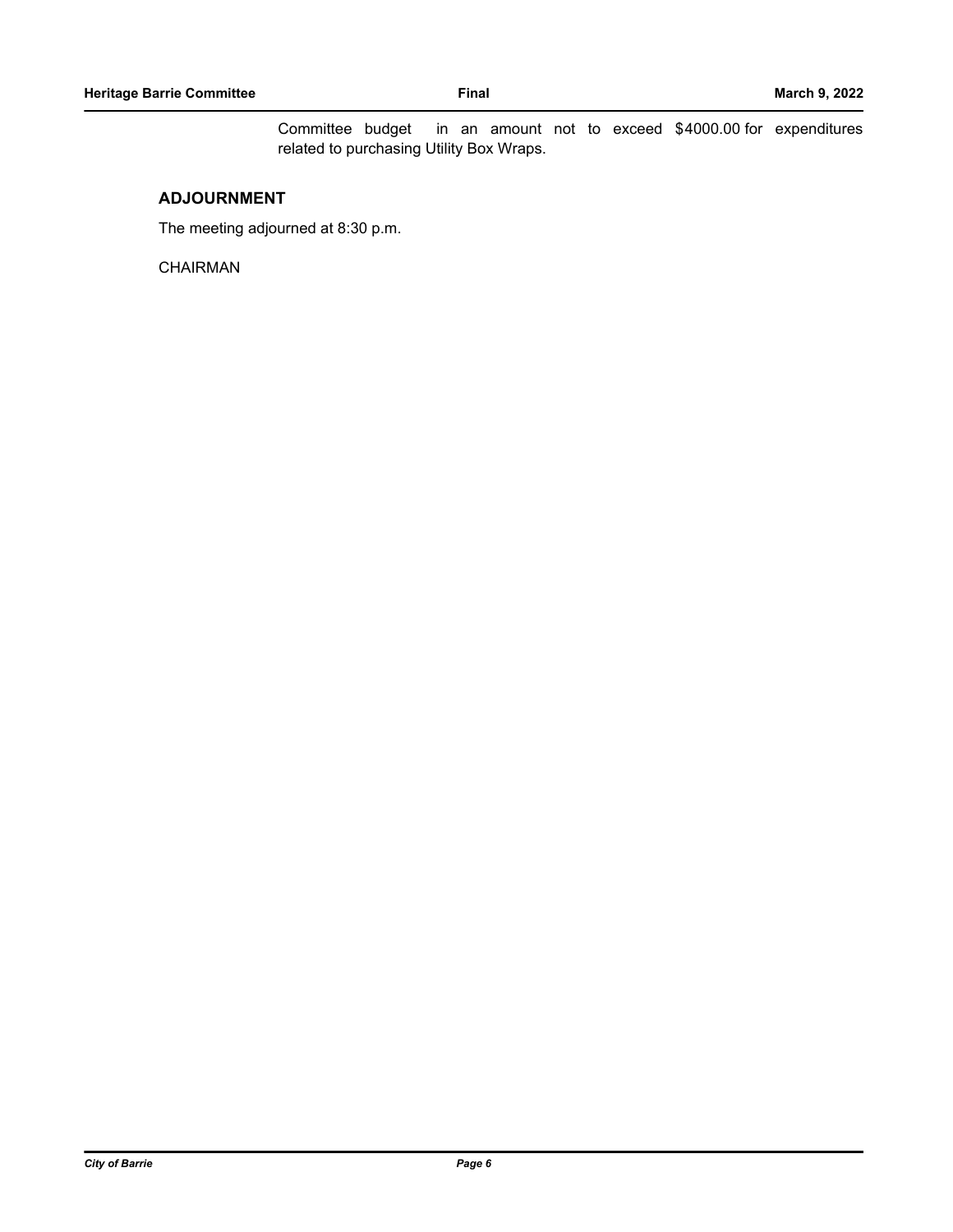Committee budget in an amount not to exceed $4000.00 for expenditures related to purchasing Utility Box Wraps.

## ADJOURNMENT

The meeting adjourned at 8:30 p.m.

CHAIRMAN